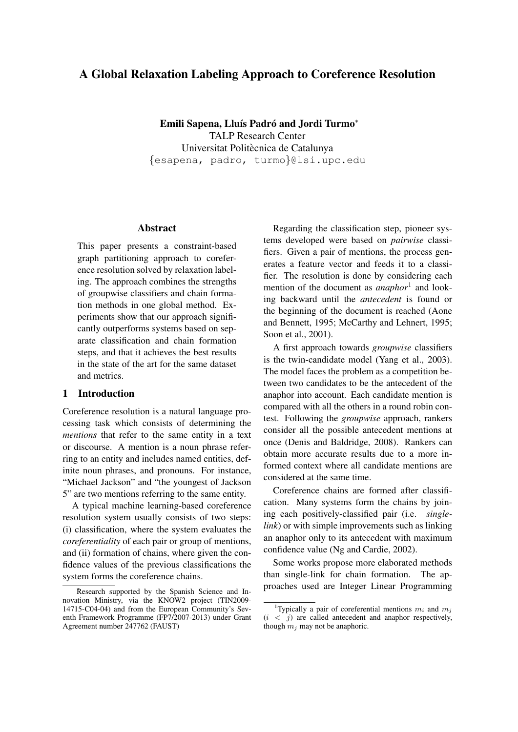# A Global Relaxation Labeling Approach to Coreference Resolution

**Emili Sapena, Lluís Padró and Jordi Turmo***

TALP Research Center
Universitat Politècnica de Catalunya
{esapena, padro, turmo}@lsi.upc.edu

## Abstract

This paper presents a constraint-based graph partitioning approach to coreference resolution solved by relaxation labeling. The approach combines the strengths of groupwise classifiers and chain formation methods in one global method. Experiments show that our approach significantly outperforms systems based on separate classification and chain formation steps, and that it achieves the best results in the state of the art for the same dataset and metrics.

## 1 Introduction

Coreference resolution is a natural language processing task which consists of determining the *mentions* that refer to the same entity in a text or discourse. A mention is a noun phrase referring to an entity and includes named entities, definite noun phrases, and pronouns. For instance, "Michael Jackson" and "the youngest of Jackson 5" are two mentions referring to the same entity.

A typical machine learning-based coreference resolution system usually consists of two steps: (i) classification, where the system evaluates the *coreferentiality* of each pair or group of mentions, and (ii) formation of chains, where given the confidence values of the previous classifications the system forms the coreference chains.

Regarding the classification step, pioneer systems developed were based on *pairwise* classifiers. Given a pair of mentions, the process generates a feature vector and feeds it to a classifier. The resolution is done by considering each mention of the document as *anaphor*[1] and looking backward until the *antecedent* is found or the beginning of the document is reached (Aone and Bennett, 1995; McCarthy and Lehnert, 1995; Soon et al., 2001).

A first approach towards *groupwise* classifiers is the twin-candidate model (Yang et al., 2003). The model faces the problem as a competition between two candidates to be the antecedent of the anaphor into account. Each candidate mention is compared with all the others in a round robin contest. Following the *groupwise* approach, rankers consider all the possible antecedent mentions at once (Denis and Baldridge, 2008). Rankers can obtain more accurate results due to a more informed context where all candidate mentions are considered at the same time.

Coreference chains are formed after classification. Many systems form the chains by joining each positively-classified pair (i.e. *single-link*) or with simple improvements such as linking an anaphor only to its antecedent with maximum confidence value (Ng and Cardie, 2002).

Some works propose more elaborated methods than single-link for chain formation. The approaches used are Integer Linear Programming

*Research supported by the Spanish Science and Innovation Ministry, via the KNOW2 project (TIN2009-14715-C04-04) and from the European Community's Seventh Framework Programme (FP7/2007-2013) under Grant Agreement number 247762 (FAUST)

[1] Typically a pair of coreferential mentions $m_i$ and $m_j$ ($i < j$) are called antecedent and anaphor respectively, though $m_j$ may not be anaphoric.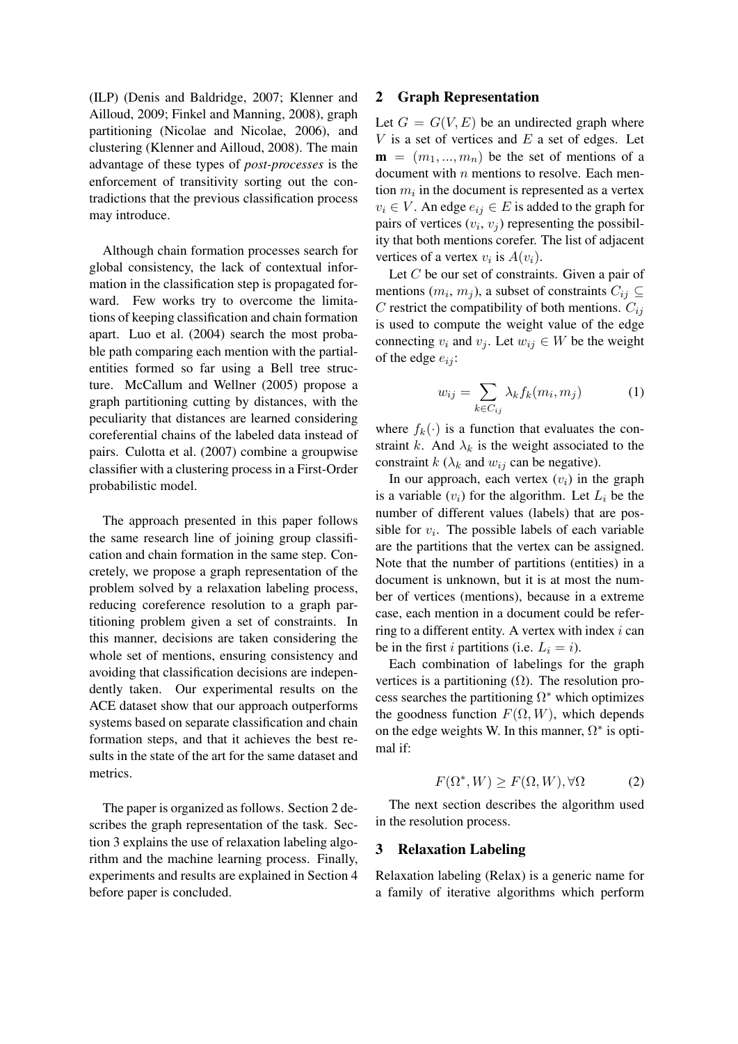(ILP) (Denis and Baldridge, 2007; Klenner and Ailloud, 2009; Finkel and Manning, 2008), graph partitioning (Nicolae and Nicolae, 2006), and clustering (Klenner and Ailloud, 2008). The main advantage of these types of *post-processes* is the enforcement of transitivity sorting out the contradictions that the previous classification process may introduce.

Although chain formation processes search for global consistency, the lack of contextual information in the classification step is propagated forward. Few works try to overcome the limitations of keeping classification and chain formation apart. Luo et al. (2004) search the most probable path comparing each mention with the partial-entities formed so far using a Bell tree structure. McCallum and Wellner (2005) propose a graph partitioning cutting by distances, with the peculiarity that distances are learned considering coreferential chains of the labeled data instead of pairs. Culotta et al. (2007) combine a groupwise classifier with a clustering process in a First-Order probabilistic model.

The approach presented in this paper follows the same research line of joining group classification and chain formation in the same step. Concretely, we propose a graph representation of the problem solved by a relaxation labeling process, reducing coreference resolution to a graph partitioning problem given a set of constraints. In this manner, decisions are taken considering the whole set of mentions, ensuring consistency and avoiding that classification decisions are independently taken. Our experimental results on the ACE dataset show that our approach outperforms systems based on separate classification and chain formation steps, and that it achieves the best results in the state of the art for the same dataset and metrics.

The paper is organized as follows. Section 2 describes the graph representation of the task. Section 3 explains the use of relaxation labeling algorithm and the machine learning process. Finally, experiments and results are explained in Section 4 before paper is concluded.

## 2 Graph Representation

Let $G = G(V, E)$ be an undirected graph where $V$ is a set of vertices and $E$ a set of edges. Let $\mathbf{m} = (m_1, ..., m_n)$ be the set of mentions of a document with $n$ mentions to resolve. Each mention $m_i$ in the document is represented as a vertex $v_i \in V$. An edge $e_{ij} \in E$ is added to the graph for pairs of vertices ($v_i$, $v_j$) representing the possibility that both mentions corefer. The list of adjacent vertices of a vertex $v_i$ is $A(v_i)$.

Let $C$ be our set of constraints. Given a pair of mentions ($m_i$, $m_j$), a subset of constraints $C_{ij} \subseteq C$ restrict the compatibility of both mentions. $C_{ij}$ is used to compute the weight value of the edge connecting $v_i$ and $v_j$. Let $w_{ij} \in W$ be the weight of the edge $e_{ij}$:

$$w_{ij} = \sum_{k \in C_{ij}} \lambda_k f_k(m_i, m_j) \tag{1}$$

where $f_k(\cdot)$ is a function that evaluates the constraint $k$. And $\lambda_k$ is the weight associated to the constraint $k$ ($\lambda_k$ and $w_{ij}$ can be negative).

In our approach, each vertex ($v_i$) in the graph is a variable ($v_i$) for the algorithm. Let $L_i$ be the number of different values (labels) that are possible for $v_i$. The possible labels of each variable are the partitions that the vertex can be assigned. Note that the number of partitions (entities) in a document is unknown, but it is at most the number of vertices (mentions), because in a extreme case, each mention in a document could be referring to a different entity. A vertex with index $i$ can be in the first $i$ partitions (i.e. $L_i = i$).

Each combination of labelings for the graph vertices is a partitioning ($\Omega$). The resolution process searches the partitioning $\Omega^*$ which optimizes the goodness function $F(\Omega, W)$, which depends on the edge weights W. In this manner, $\Omega^*$ is optimal if:

$$F(\Omega^*, W) \geq F(\Omega, W), \forall \Omega \tag{2}$$

The next section describes the algorithm used in the resolution process.

## 3 Relaxation Labeling

Relaxation labeling (Relax) is a generic name for a family of iterative algorithms which perform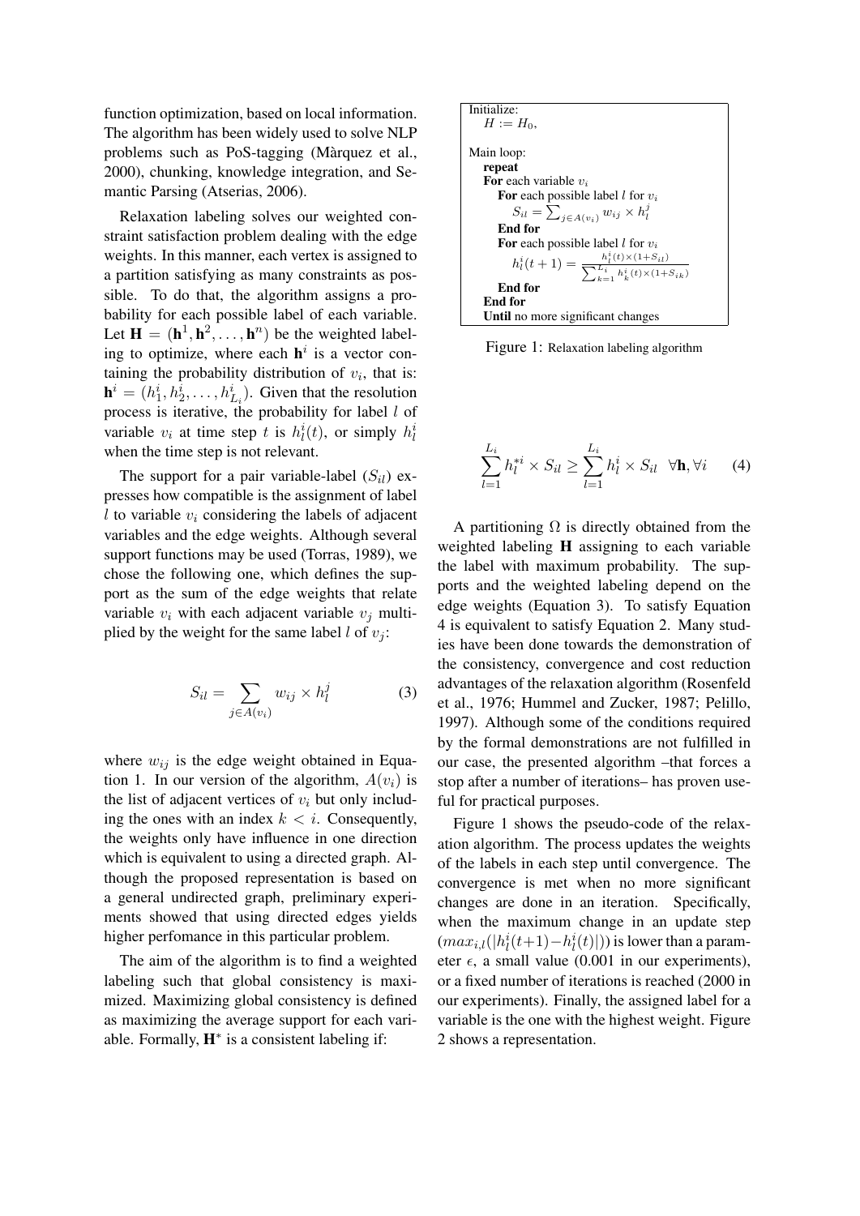function optimization, based on local information. The algorithm has been widely used to solve NLP problems such as PoS-tagging (Màrquez et al., 2000), chunking, knowledge integration, and Semantic Parsing (Atserias, 2006).

Relaxation labeling solves our weighted constraint satisfaction problem dealing with the edge weights. In this manner, each vertex is assigned to a partition satisfying as many constraints as possible. To do that, the algorithm assigns a probability for each possible label of each variable. Let $\mathbf{H} = (\mathbf{h}^1, \mathbf{h}^2, \ldots, \mathbf{h}^n)$ be the weighted labeling to optimize, where each $\mathbf{h}^i$ is a vector containing the probability distribution of $v_i$, that is: $\mathbf{h}^i = (h^i_1, h^i_2, \ldots, h^i_{L_i})$. Given that the resolution process is iterative, the probability for label $l$ of variable $v_i$ at time step $t$ is $h^i_l(t)$, or simply $h^i_l$ when the time step is not relevant.

The support for a pair variable-label ($S_{il}$) expresses how compatible is the assignment of label $l$ to variable $v_i$ considering the labels of adjacent variables and the edge weights. Although several support functions may be used (Torras, 1989), we chose the following one, which defines the support as the sum of the edge weights that relate variable $v_i$ with each adjacent variable $v_j$ multiplied by the weight for the same label $l$ of $v_j$:

$$S_{il} = \sum_{j \in A(v_i)} w_{ij} \times h^j_l \tag{3}$$

where $w_{ij}$ is the edge weight obtained in Equation 1. In our version of the algorithm, $A(v_i)$ is the list of adjacent vertices of $v_i$ but only including the ones with an index $k < i$. Consequently, the weights only have influence in one direction which is equivalent to using a directed graph. Although the proposed representation is based on a general undirected graph, preliminary experiments showed that using directed edges yields higher perfomance in this particular problem.

The aim of the algorithm is to find a weighted labeling such that global consistency is maximized. Maximizing global consistency is defined as maximizing the average support for each variable. Formally, $\mathbf{H}^*$ is a consistent labeling if:

```
Initialize:
   H := H_0,

Main loop:
   repeat
   For each variable v_i
      For each possible label l for v_i
         S_il = Σ_{j∈A(v_i)} w_ij × h^j_l
      End for
      For each possible label l for v_i
         h^i_l(t+1) = h^i_l(t)×(1+S_il) / Σ_{k=1}^{L_i} h^i_k(t)×(1+S_ik)
      End for
   End for
   Until no more significant changes
```

Figure 1: Relaxation labeling algorithm

$$\sum_{l=1}^{L_i} h^{*i}_l \times S_{il} \geq \sum_{l=1}^{L_i} h^i_l \times S_{il} \quad \forall \mathbf{h}, \forall i \tag{4}$$

A partitioning $\Omega$ is directly obtained from the weighted labeling $\mathbf{H}$ assigning to each variable the label with maximum probability. The supports and the weighted labeling depend on the edge weights (Equation 3). To satisfy Equation 4 is equivalent to satisfy Equation 2. Many studies have been done towards the demonstration of the consistency, convergence and cost reduction advantages of the relaxation algorithm (Rosenfeld et al., 1976; Hummel and Zucker, 1987; Pelillo, 1997). Although some of the conditions required by the formal demonstrations are not fulfilled in our case, the presented algorithm –that forces a stop after a number of iterations– has proven useful for practical purposes.

Figure 1 shows the pseudo-code of the relaxation algorithm. The process updates the weights of the labels in each step until convergence. The convergence is met when no more significant changes are done in an iteration. Specifically, when the maximum change in an update step ($max_{i,l}(|h^i_l(t+1) - h^i_l(t)|)$) is lower than a parameter $\epsilon$, a small value (0.001 in our experiments), or a fixed number of iterations is reached (2000 in our experiments). Finally, the assigned label for a variable is the one with the highest weight. Figure 2 shows a representation.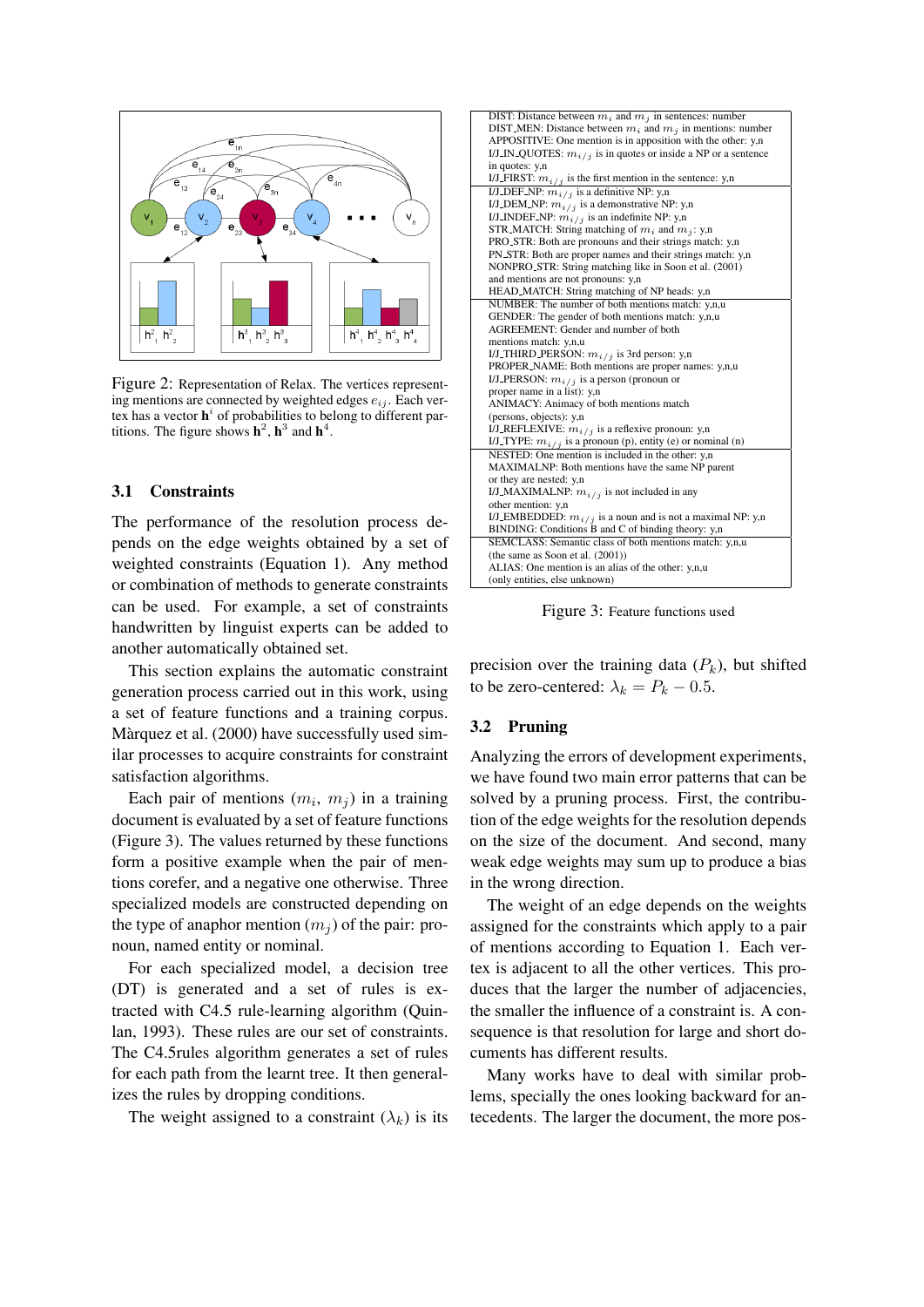Figure 2: Representation of Relax. The vertices representing mentions are connected by weighted edges $e_{ij}$. Each vertex has a vector $\mathbf{h}^i$ of probabilities to belong to different partitions. The figure shows $\mathbf{h}^2$, $\mathbf{h}^3$ and $\mathbf{h}^4$.

### 3.1 Constraints

The performance of the resolution process depends on the edge weights obtained by a set of weighted constraints (Equation 1). Any method or combination of methods to generate constraints can be used. For example, a set of constraints handwritten by linguist experts can be added to another automatically obtained set.

This section explains the automatic constraint generation process carried out in this work, using a set of feature functions and a training corpus. Màrquez et al. (2000) have successfully used similar processes to acquire constraints for constraint satisfaction algorithms.

Each pair of mentions ($m_i$, $m_j$) in a training document is evaluated by a set of feature functions (Figure 3). The values returned by these functions form a positive example when the pair of mentions corefer, and a negative one otherwise. Three specialized models are constructed depending on the type of anaphor mention ($m_j$) of the pair: pronoun, named entity or nominal.

For each specialized model, a decision tree (DT) is generated and a set of rules is extracted with C4.5 rule-learning algorithm (Quinlan, 1993). These rules are our set of constraints. The C4.5rules algorithm generates a set of rules for each path from the learnt tree. It then generalizes the rules by dropping conditions.

The weight assigned to a constraint ($\lambda_k$) is its precision over the training data ($P_k$), but shifted to be zero-centered: $\lambda_k = P_k - 0.5$.

| |
|---|
| DIST: Distance between $m_i$ and $m_j$ in sentences: number<br>DIST_MEN: Distance between $m_i$ and $m_j$ in mentions: number<br>APPOSITIVE: One mention is in apposition with the other: y,n<br>I/J_IN_QUOTES: $m_{i/j}$ is in quotes or inside a NP or a sentence in quotes: y,n<br>I/J_FIRST: $m_{i/j}$ is the first mention in the sentence: y,n |
| I/J_DEF_NP: $m_{i/j}$ is a definitive NP: y,n<br>I/J_DEM_NP: $m_{i/j}$ is a demonstrative NP: y,n<br>I/J_INDEF_NP: $m_{i/j}$ is an indefinite NP: y,n<br>STR_MATCH: String matching of $m_i$ and $m_j$: y,n<br>PRO_STR: Both are pronouns and their strings match: y,n<br>PN_STR: Both are proper names and their strings match: y,n<br>NONPRO_STR: String matching like in Soon et al. (2001) and mentions are not pronouns: y,n<br>HEAD_MATCH: String matching of NP heads: y,n |
| NUMBER: The number of both mentions match: y,n,u<br>GENDER: The gender of both mentions match: y,n,u<br>AGREEMENT: Gender and number of both mentions match: y,n,u<br>I/J_THIRD_PERSON: $m_{i/j}$ is 3rd person: y,n<br>PROPER_NAME: Both mentions are proper names: y,n,u<br>I/J_PERSON: $m_{i/j}$ is a person (pronoun or proper name in a list): y,n<br>ANIMACY: Animacy of both mentions match (persons, objects): y,n<br>I/J_REFLEXIVE: $m_{i/j}$ is a reflexive pronoun: y,n<br>I/J_TYPE: $m_{i/j}$ is a pronoun (p), entity (e) or nominal (n) |
| NESTED: One mention is included in the other: y,n<br>MAXIMALNP: Both mentions have the same NP parent or they are nested: y,n<br>I/J_MAXIMALNP: $m_{i/j}$ is not included in any other mention: y,n<br>I/J_EMBEDDED: $m_{i/j}$ is a noun and is not a maximal NP: y,n<br>BINDING: Conditions B and C of binding theory: y,n |
| SEMCLASS: Semantic class of both mentions match: y,n,u (the same as Soon et al. (2001))<br>ALIAS: One mention is an alias of the other: y,n,u (only entities, else unknown) |

Figure 3: Feature functions used

### 3.2 Pruning

Analyzing the errors of development experiments, we have found two main error patterns that can be solved by a pruning process. First, the contribution of the edge weights for the resolution depends on the size of the document. And second, many weak edge weights may sum up to produce a bias in the wrong direction.

The weight of an edge depends on the weights assigned for the constraints which apply to a pair of mentions according to Equation 1. Each vertex is adjacent to all the other vertices. This produces that the larger the number of adjacencies, the smaller the influence of a constraint is. A consequence is that resolution for large and short documents has different results.

Many works have to deal with similar problems, specially the ones looking backward for antecedents. The larger the document, the more pos-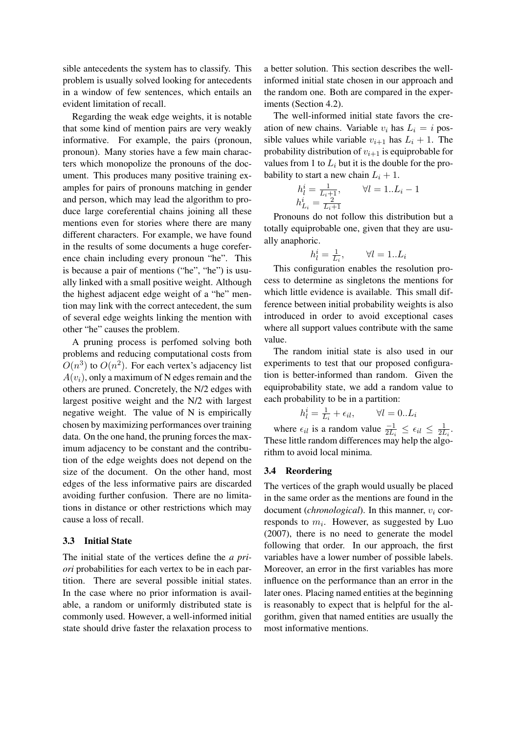sible antecedents the system has to classify. This problem is usually solved looking for antecedents in a window of few sentences, which entails an evident limitation of recall.

Regarding the weak edge weights, it is notable that some kind of mention pairs are very weakly informative. For example, the pairs (pronoun, pronoun). Many stories have a few main characters which monopolize the pronouns of the document. This produces many positive training examples for pairs of pronouns matching in gender and person, which may lead the algorithm to produce large coreferential chains joining all these mentions even for stories where there are many different characters. For example, we have found in the results of some documents a huge coreference chain including every pronoun "he". This is because a pair of mentions ("he", "he") is usually linked with a small positive weight. Although the highest adjacent edge weight of a "he" mention may link with the correct antecedent, the sum of several edge weights linking the mention with other "he" causes the problem.

A pruning process is perfomed solving both problems and reducing computational costs from $O(n^3)$ to $O(n^2)$. For each vertex's adjacency list $A(v_i)$, only a maximum of N edges remain and the others are pruned. Concretely, the N/2 edges with largest positive weight and the N/2 with largest negative weight. The value of N is empirically chosen by maximizing performances over training data. On the one hand, the pruning forces the maximum adjacency to be constant and the contribution of the edge weights does not depend on the size of the document. On the other hand, most edges of the less informative pairs are discarded avoiding further confusion. There are no limitations in distance or other restrictions which may cause a loss of recall.

### 3.3 Initial State

The initial state of the vertices define the *a priori* probabilities for each vertex to be in each partition. There are several possible initial states. In the case where no prior information is available, a random or uniformly distributed state is commonly used. However, a well-informed initial state should drive faster the relaxation process to a better solution. This section describes the well-informed initial state chosen in our approach and the random one. Both are compared in the experiments (Section 4.2).

The well-informed initial state favors the creation of new chains. Variable $v_i$ has $L_i = i$ possible values while variable $v_{i+1}$ has $L_i + 1$. The probability distribution of $v_{i+1}$ is equiprobable for values from 1 to $L_i$ but it is the double for the probability to start a new chain $L_i + 1$.

$$h^i_l = \frac{1}{L_i+1}, \qquad \forall l = 1..L_i - 1$$
$$h^i_{L_i} = \frac{2}{L_i+1}$$

Pronouns do not follow this distribution but a totally equiprobable one, given that they are usually anaphoric.

$$h^i_l = \frac{1}{L_i}, \qquad \forall l = 1..L_i$$

This configuration enables the resolution process to determine as singletons the mentions for which little evidence is available. This small difference between initial probability weights is also introduced in order to avoid exceptional cases where all support values contribute with the same value.

The random initial state is also used in our experiments to test that our proposed configuration is better-informed than random. Given the equiprobability state, we add a random value to each probability to be in a partition:

$$h^i_l = \frac{1}{L_i} + \epsilon_{il}, \qquad \forall l = 0..L_i$$

where $\epsilon_{il}$ is a random value $\frac{-1}{2L_i} \leq \epsilon_{il} \leq \frac{1}{2L_i}$. These little random differences may help the algorithm to avoid local minima.

### 3.4 Reordering

The vertices of the graph would usually be placed in the same order as the mentions are found in the document (*chronological*). In this manner, $v_i$ corresponds to $m_i$. However, as suggested by Luo (2007), there is no need to generate the model following that order. In our approach, the first variables have a lower number of possible labels. Moreover, an error in the first variables has more influence on the performance than an error in the later ones. Placing named entities at the beginning is reasonably to expect that is helpful for the algorithm, given that named entities are usually the most informative mentions.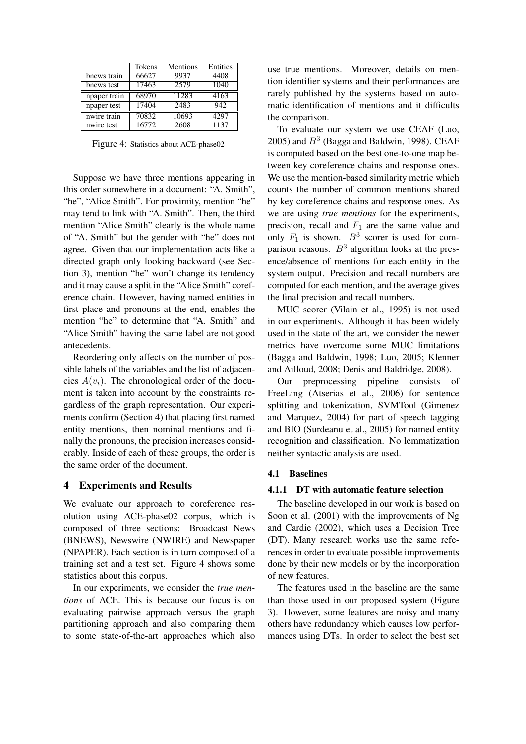|  | Tokens | Mentions | Entities |
|---|---|---|---|
| bnews train | 66627 | 9937 | 4408 |
| bnews test | 17463 | 2579 | 1040 |
| npaper train | 68970 | 11283 | 4163 |
| npaper test | 17404 | 2483 | 942 |
| nwire train | 70832 | 10693 | 4297 |
| nwire test | 16772 | 2608 | 1137 |

Figure 4: Statistics about ACE-phase02

Suppose we have three mentions appearing in this order somewhere in a document: "A. Smith", "he", "Alice Smith". For proximity, mention "he" may tend to link with "A. Smith". Then, the third mention "Alice Smith" clearly is the whole name of "A. Smith" but the gender with "he" does not agree. Given that our implementation acts like a directed graph only looking backward (see Section 3), mention "he" won't change its tendency and it may cause a split in the "Alice Smith" coreference chain. However, having named entities in first place and pronouns at the end, enables the mention "he" to determine that "A. Smith" and "Alice Smith" having the same label are not good antecedents.

Reordering only affects on the number of possible labels of the variables and the list of adjacencies $A(v_i)$. The chronological order of the document is taken into account by the constraints regardless of the graph representation. Our experiments confirm (Section 4) that placing first named entity mentions, then nominal mentions and finally the pronouns, the precision increases considerably. Inside of each of these groups, the order is the same order of the document.

## 4 Experiments and Results

We evaluate our approach to coreference resolution using ACE-phase02 corpus, which is composed of three sections: Broadcast News (BNEWS), Newswire (NWIRE) and Newspaper (NPAPER). Each section is in turn composed of a training set and a test set. Figure 4 shows some statistics about this corpus.

In our experiments, we consider the *true mentions* of ACE. This is because our focus is on evaluating pairwise approach versus the graph partitioning approach and also comparing them to some state-of-the-art approaches which also use true mentions. Moreover, details on mention identifier systems and their performances are rarely published by the systems based on automatic identification of mentions and it difficults the comparison.

To evaluate our system we use CEAF (Luo, 2005) and $B^3$ (Bagga and Baldwin, 1998). CEAF is computed based on the best one-to-one map between key coreference chains and response ones. We use the mention-based similarity metric which counts the number of common mentions shared by key coreference chains and response ones. As we are using *true mentions* for the experiments, precision, recall and $F_1$ are the same value and only $F_1$ is shown. $B^3$ scorer is used for comparison reasons. $B^3$ algorithm looks at the presence/absence of mentions for each entity in the system output. Precision and recall numbers are computed for each mention, and the average gives the final precision and recall numbers.

MUC scorer (Vilain et al., 1995) is not used in our experiments. Although it has been widely used in the state of the art, we consider the newer metrics have overcome some MUC limitations (Bagga and Baldwin, 1998; Luo, 2005; Klenner and Ailloud, 2008; Denis and Baldridge, 2008).

Our preprocessing pipeline consists of FreeLing (Atserias et al., 2006) for sentence splitting and tokenization, SVMTool (Gimenez and Marquez, 2004) for part of speech tagging and BIO (Surdeanu et al., 2005) for named entity recognition and classification. No lemmatization neither syntactic analysis are used.

### 4.1 Baselines

#### 4.1.1 DT with automatic feature selection

The baseline developed in our work is based on Soon et al. (2001) with the improvements of Ng and Cardie (2002), which uses a Decision Tree (DT). Many research works use the same references in order to evaluate possible improvements done by their new models or by the incorporation of new features.

The features used in the baseline are the same than those used in our proposed system (Figure 3). However, some features are noisy and many others have redundancy which causes low performances using DTs. In order to select the best set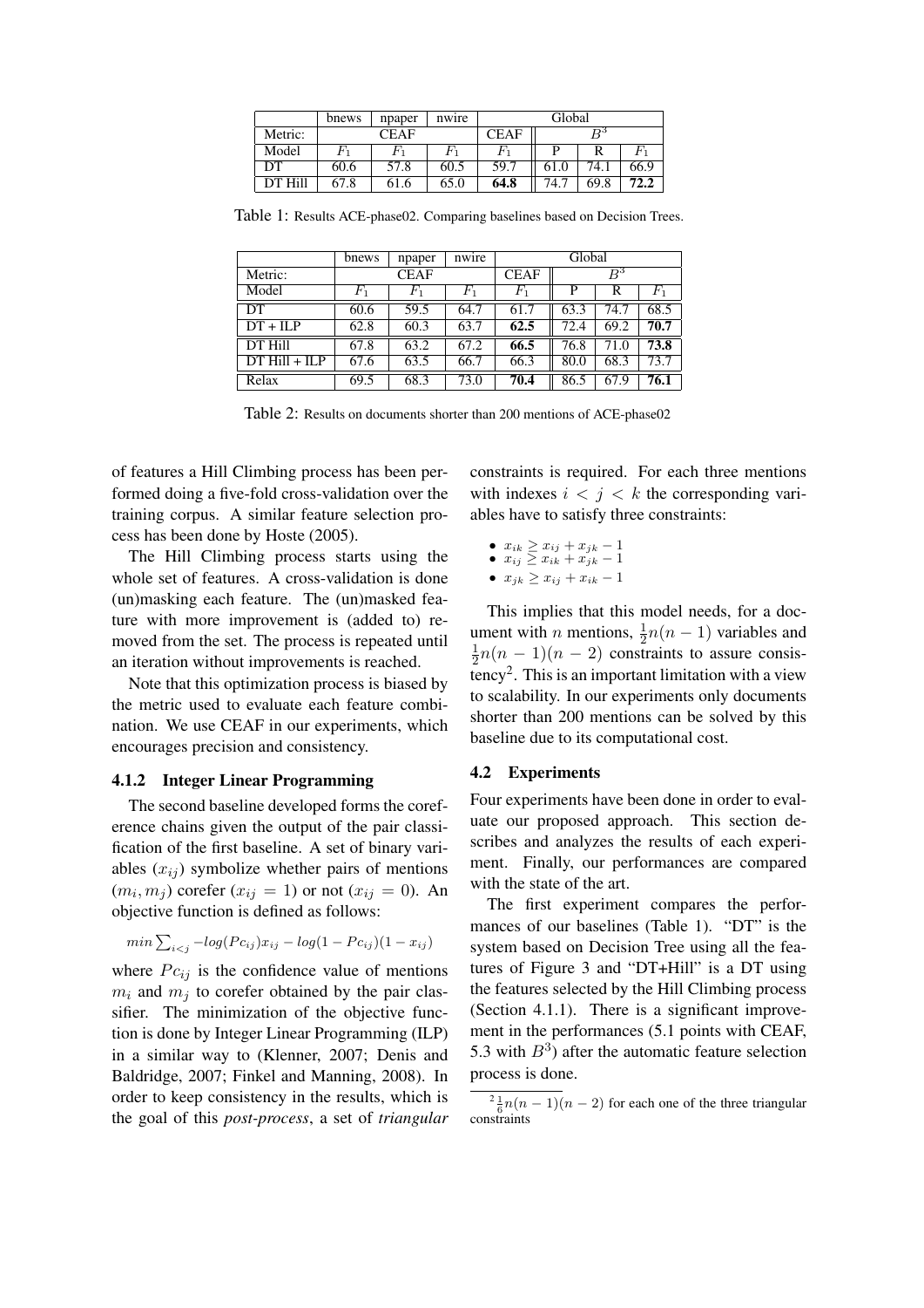| | bnews | npaper | nwire | Global | | | |
|---|---|---|---|---|---|---|---|
| Metric: | CEAF | | | CEAF | $B^3$ | | |
| Model | $F_1$ | $F_1$ | $F_1$ | $F_1$ | P | R | $F_1$ |
| DT | 60.6 | 57.8 | 60.5 | 59.7 | 61.0 | 74.1 | 66.9 |
| DT Hill | 67.8 | 61.6 | 65.0 | **64.8** | 74.7 | 69.8 | **72.2** |

Table 1: Results ACE-phase02. Comparing baselines based on Decision Trees.

| | bnews | npaper | nwire | Global | | | |
|---|---|---|---|---|---|---|---|
| Metric: | CEAF | | | CEAF | $B^3$ | | |
| Model | $F_1$ | $F_1$ | $F_1$ | $F_1$ | P | R | $F_1$ |
| DT | 60.6 | 59.5 | 64.7 | 61.7 | 63.3 | 74.7 | 68.5 |
| DT + ILP | 62.8 | 60.3 | 63.7 | **62.5** | 72.4 | 69.2 | **70.7** |
| DT Hill | 67.8 | 63.2 | 67.2 | **66.5** | 76.8 | 71.0 | **73.8** |
| DT Hill + ILP | 67.6 | 63.5 | 66.7 | 66.3 | 80.0 | 68.3 | 73.7 |
| Relax | 69.5 | 68.3 | 73.0 | **70.4** | 86.5 | 67.9 | **76.1** |

Table 2: Results on documents shorter than 200 mentions of ACE-phase02

of features a Hill Climbing process has been performed doing a five-fold cross-validation over the training corpus. A similar feature selection process has been done by Hoste (2005).

The Hill Climbing process starts using the whole set of features. A cross-validation is done (un)masking each feature. The (un)masked feature with more improvement is (added to) removed from the set. The process is repeated until an iteration without improvements is reached.

Note that this optimization process is biased by the metric used to evaluate each feature combination. We use CEAF in our experiments, which encourages precision and consistency.

#### 4.1.2 Integer Linear Programming

The second baseline developed forms the coreference chains given the output of the pair classification of the first baseline. A set of binary variables ($x_{ij}$) symbolize whether pairs of mentions ($m_i, m_j$) corefer ($x_{ij} = 1$) or not ($x_{ij} = 0$). An objective function is defined as follows:

$$min \sum_{i<j} -log(Pc_{ij})x_{ij} - log(1 - Pc_{ij})(1 - x_{ij})$$

where $Pc_{ij}$ is the confidence value of mentions $m_i$ and $m_j$ to corefer obtained by the pair classifier. The minimization of the objective function is done by Integer Linear Programming (ILP) in a similar way to (Klenner, 2007; Denis and Baldridge, 2007; Finkel and Manning, 2008). In order to keep consistency in the results, which is the goal of this *post-process*, a set of *triangular* constraints is required. For each three mentions with indexes $i < j < k$ the corresponding variables have to satisfy three constraints:

- $x_{ik} \geq x_{ij} + x_{jk} - 1$
- $x_{ij} \geq x_{ik} + x_{jk} - 1$
- $x_{jk} \geq x_{ij} + x_{ik} - 1$

This implies that this model needs, for a document with $n$ mentions, $\frac{1}{2}n(n-1)$ variables and $\frac{1}{2}n(n-1)(n-2)$ constraints to assure consistency[2]. This is an important limitation with a view to scalability. In our experiments only documents shorter than 200 mentions can be solved by this baseline due to its computational cost.

### 4.2 Experiments

Four experiments have been done in order to evaluate our proposed approach. This section describes and analyzes the results of each experiment. Finally, our performances are compared with the state of the art.

The first experiment compares the performances of our baselines (Table 1). "DT" is the system based on Decision Tree using all the features of Figure 3 and "DT+Hill" is a DT using the features selected by the Hill Climbing process (Section 4.1.1). There is a significant improvement in the performances (5.1 points with CEAF, 5.3 with $B^3$) after the automatic feature selection process is done.

[2] $\frac{1}{6}n(n-1)(n-2)$ for each one of the three triangular constraints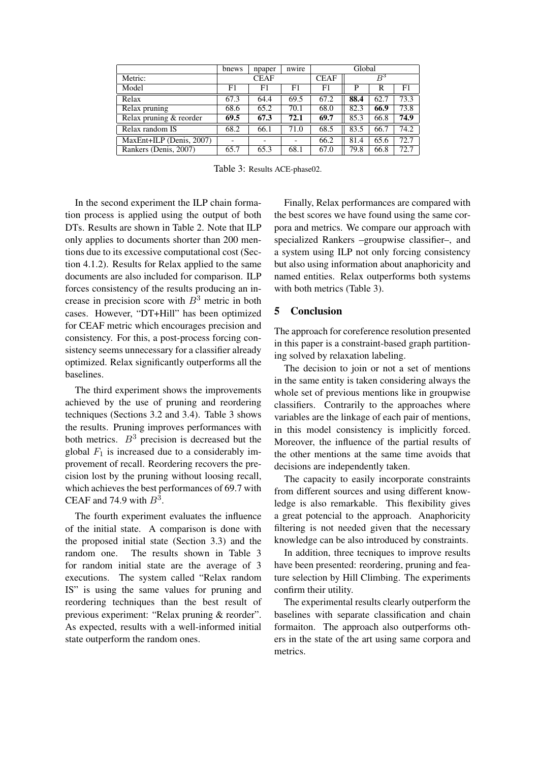| | bnews | npaper | nwire | Global | | | |
|---|---|---|---|---|---|---|---|
| Metric: | CEAF | | | CEAF | $B^3$ | | |
| Model | F1 | F1 | F1 | F1 | P | R | F1 |
| Relax | 67.3 | 64.4 | 69.5 | 67.2 | **88.4** | 62.7 | 73.3 |
| Relax pruning | 68.6 | 65.2 | 70.1 | 68.0 | 82.3 | **66.9** | 73.8 |
| Relax pruning & reorder | **69.5** | **67.3** | **72.1** | **69.7** | 85.3 | 66.8 | **74.9** |
| Relax random IS | 68.2 | 66.1 | 71.0 | 68.5 | 83.5 | 66.7 | 74.2 |
| MaxEnt+ILP (Denis, 2007) | - | - | - | 66.2 | 81.4 | 65.6 | 72.7 |
| Rankers (Denis, 2007) | 65.7 | 65.3 | 68.1 | 67.0 | 79.8 | 66.8 | 72.7 |

Table 3: Results ACE-phase02.

In the second experiment the ILP chain formation process is applied using the output of both DTs. Results are shown in Table 2. Note that ILP only applies to documents shorter than 200 mentions due to its excessive computational cost (Section 4.1.2). Results for Relax applied to the same documents are also included for comparison. ILP forces consistency of the results producing an increase in precision score with $B^3$ metric in both cases. However, "DT+Hill" has been optimized for CEAF metric which encourages precision and consistency. For this, a post-process forcing consistency seems unnecessary for a classifier already optimized. Relax significantly outperforms all the baselines.

The third experiment shows the improvements achieved by the use of pruning and reordering techniques (Sections 3.2 and 3.4). Table 3 shows the results. Pruning improves performances with both metrics. $B^3$ precision is decreased but the global $F_1$ is increased due to a considerably improvement of recall. Reordering recovers the precision lost by the pruning without loosing recall, which achieves the best performances of 69.7 with CEAF and 74.9 with $B^3$.

The fourth experiment evaluates the influence of the initial state. A comparison is done with the proposed initial state (Section 3.3) and the random one. The results shown in Table 3 for random initial state are the average of 3 executions. The system called "Relax random IS" is using the same values for pruning and reordering techniques than the best result of previous experiment: "Relax pruning & reorder". As expected, results with a well-informed initial state outperform the random ones.

Finally, Relax performances are compared with the best scores we have found using the same corpora and metrics. We compare our approach with specialized Rankers –groupwise classifier–, and a system using ILP not only forcing consistency but also using information about anaphoricity and named entities. Relax outperforms both systems with both metrics (Table 3).

## 5 Conclusion

The approach for coreference resolution presented in this paper is a constraint-based graph partitioning solved by relaxation labeling.

The decision to join or not a set of mentions in the same entity is taken considering always the whole set of previous mentions like in groupwise classifiers. Contrarily to the approaches where variables are the linkage of each pair of mentions, in this model consistency is implicitly forced. Moreover, the influence of the partial results of the other mentions at the same time avoids that decisions are independently taken.

The capacity to easily incorporate constraints from different sources and using different knowledge is also remarkable. This flexibility gives a great potencial to the approach. Anaphoricity filtering is not needed given that the necessary knowledge can be also introduced by constraints.

In addition, three tecniques to improve results have been presented: reordering, pruning and feature selection by Hill Climbing. The experiments confirm their utility.

The experimental results clearly outperform the baselines with separate classification and chain formaiton. The approach also outperforms others in the state of the art using same corpora and metrics.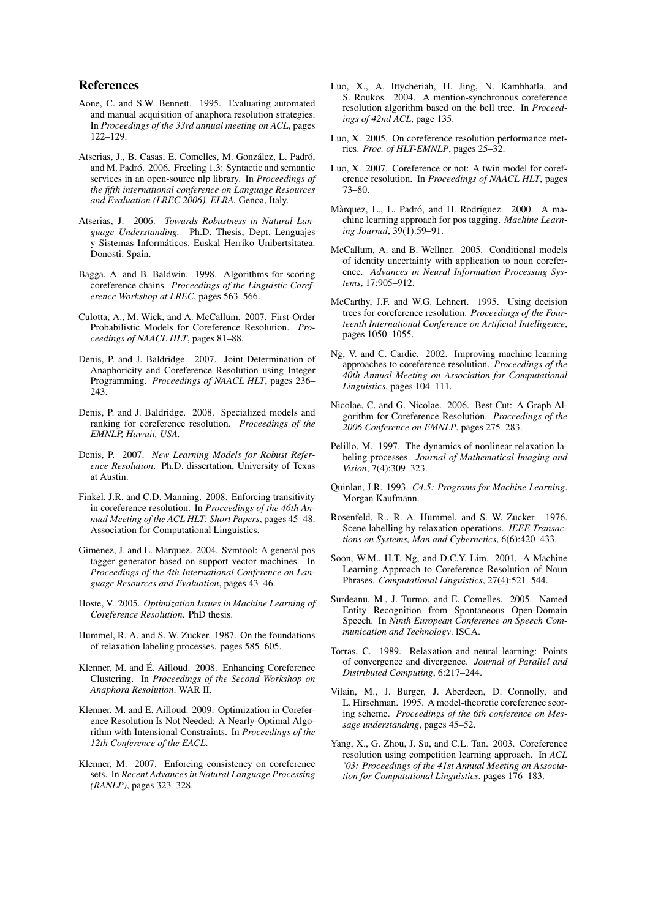## References

Aone, C. and S.W. Bennett. 1995. Evaluating automated and manual acquisition of anaphora resolution strategies. In *Proceedings of the 33rd annual meeting on ACL*, pages 122–129.

Atserias, J., B. Casas, E. Comelles, M. González, L. Padró, and M. Padró. 2006. Freeling 1.3: Syntactic and semantic services in an open-source nlp library. In *Proceedings of the fifth international conference on Language Resources and Evaluation (LREC 2006), ELRA*. Genoa, Italy.

Atserias, J. 2006. *Towards Robustness in Natural Language Understanding.* Ph.D. Thesis, Dept. Lenguajes y Sistemas Informáticos. Euskal Herriko Unibertsitatea. Donosti. Spain.

Bagga, A. and B. Baldwin. 1998. Algorithms for scoring coreference chains. *Proceedings of the Linguistic Coreference Workshop at LREC*, pages 563–566.

Culotta, A., M. Wick, and A. McCallum. 2007. First-Order Probabilistic Models for Coreference Resolution. *Proceedings of NAACL HLT*, pages 81–88.

Denis, P. and J. Baldridge. 2007. Joint Determination of Anaphoricity and Coreference Resolution using Integer Programming. *Proceedings of NAACL HLT*, pages 236–243.

Denis, P. and J. Baldridge. 2008. Specialized models and ranking for coreference resolution. *Proceedings of the EMNLP, Hawaii, USA*.

Denis, P. 2007. *New Learning Models for Robust Reference Resolution*. Ph.D. dissertation, University of Texas at Austin.

Finkel, J.R. and C.D. Manning. 2008. Enforcing transitivity in coreference resolution. In *Proceedings of the 46th Annual Meeting of the ACL HLT: Short Papers*, pages 45–48. Association for Computational Linguistics.

Gimenez, J. and L. Marquez. 2004. Svmtool: A general pos tagger generator based on support vector machines. In *Proceedings of the 4th International Conference on Language Resources and Evaluation*, pages 43–46.

Hoste, V. 2005. *Optimization Issues in Machine Learning of Coreference Resolution*. PhD thesis.

Hummel, R. A. and S. W. Zucker. 1987. On the foundations of relaxation labeling processes. pages 585–605.

Klenner, M. and É. Ailloud. 2008. Enhancing Coreference Clustering. In *Proceedings of the Second Workshop on Anaphora Resolution*. WAR II.

Klenner, M. and E. Ailloud. 2009. Optimization in Coreference Resolution Is Not Needed: A Nearly-Optimal Algorithm with Intensional Constraints. In *Proceedings of the 12th Conference of the EACL*.

Klenner, M. 2007. Enforcing consistency on coreference sets. In *Recent Advances in Natural Language Processing (RANLP)*, pages 323–328.

Luo, X., A. Ittycheriah, H. Jing, N. Kambhatla, and S. Roukos. 2004. A mention-synchronous coreference resolution algorithm based on the bell tree. In *Proceedings of 42nd ACL*, page 135.

Luo, X. 2005. On coreference resolution performance metrics. *Proc. of HLT-EMNLP*, pages 25–32.

Luo, X. 2007. Coreference or not: A twin model for coreference resolution. In *Proceedings of NAACL HLT*, pages 73–80.

Màrquez, L., L. Padró, and H. Rodríguez. 2000. A machine learning approach for pos tagging. *Machine Learning Journal*, 39(1):59–91.

McCallum, A. and B. Wellner. 2005. Conditional models of identity uncertainty with application to noun coreference. *Advances in Neural Information Processing Systems*, 17:905–912.

McCarthy, J.F. and W.G. Lehnert. 1995. Using decision trees for coreference resolution. *Proceedings of the Fourteenth International Conference on Artificial Intelligence*, pages 1050–1055.

Ng, V. and C. Cardie. 2002. Improving machine learning approaches to coreference resolution. *Proceedings of the 40th Annual Meeting on Association for Computational Linguistics*, pages 104–111.

Nicolae, C. and G. Nicolae. 2006. Best Cut: A Graph Algorithm for Coreference Resolution. *Proceedings of the 2006 Conference on EMNLP*, pages 275–283.

Pelillo, M. 1997. The dynamics of nonlinear relaxation labeling processes. *Journal of Mathematical Imaging and Vision*, 7(4):309–323.

Quinlan, J.R. 1993. *C4.5: Programs for Machine Learning*. Morgan Kaufmann.

Rosenfeld, R., R. A. Hummel, and S. W. Zucker. 1976. Scene labelling by relaxation operations. *IEEE Transactions on Systems, Man and Cybernetics*, 6(6):420–433.

Soon, W.M., H.T. Ng, and D.C.Y. Lim. 2001. A Machine Learning Approach to Coreference Resolution of Noun Phrases. *Computational Linguistics*, 27(4):521–544.

Surdeanu, M., J. Turmo, and E. Comelles. 2005. Named Entity Recognition from Spontaneous Open-Domain Speech. In *Ninth European Conference on Speech Communication and Technology*. ISCA.

Torras, C. 1989. Relaxation and neural learning: Points of convergence and divergence. *Journal of Parallel and Distributed Computing*, 6:217–244.

Vilain, M., J. Burger, J. Aberdeen, D. Connolly, and L. Hirschman. 1995. A model-theoretic coreference scoring scheme. *Proceedings of the 6th conference on Message understanding*, pages 45–52.

Yang, X., G. Zhou, J. Su, and C.L. Tan. 2003. Coreference resolution using competition learning approach. In *ACL '03: Proceedings of the 41st Annual Meeting on Association for Computational Linguistics*, pages 176–183.